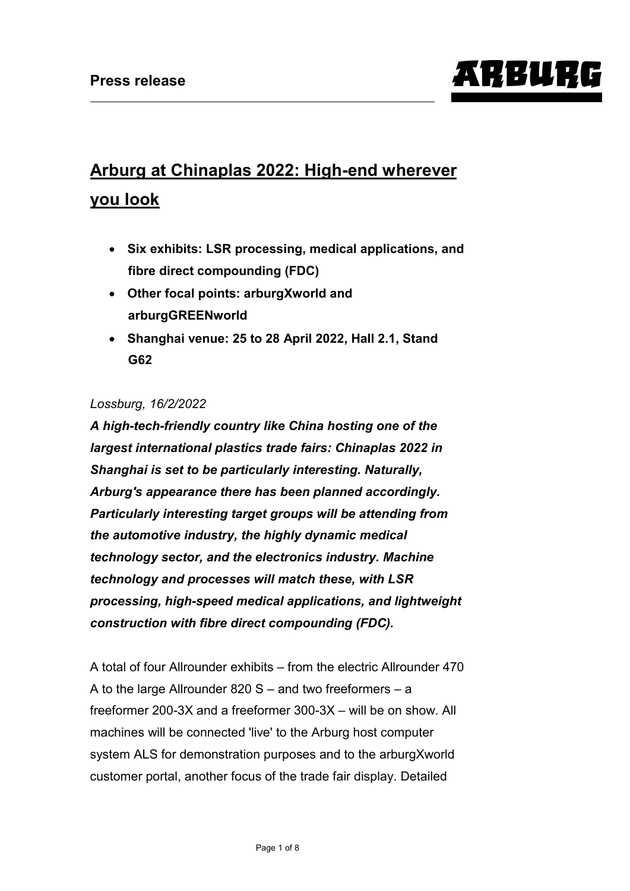**Press release**

# Arburg at Chinaplas 2022: High-end wherever you look

- **Six exhibits: LSR processing, medical applications, and fibre direct compounding (FDC)**
- **Other focal points: arburgXworld and arburgGREENworld**
- **Shanghai venue: 25 to 28 April 2022, Hall 2.1, Stand G62**

*Lossburg, 16/2/2022*

***A high-tech-friendly country like China hosting one of the largest international plastics trade fairs: Chinaplas 2022 in Shanghai is set to be particularly interesting. Naturally, Arburg's appearance there has been planned accordingly. Particularly interesting target groups will be attending from the automotive industry, the highly dynamic medical technology sector, and the electronics industry. Machine technology and processes will match these, with LSR processing, high-speed medical applications, and lightweight construction with fibre direct compounding (FDC).***

A total of four Allrounder exhibits – from the electric Allrounder 470 A to the large Allrounder 820 S – and two freeformers – a freeformer 200-3X and a freeformer 300-3X – will be on show. All machines will be connected 'live' to the Arburg host computer system ALS for demonstration purposes and to the arburgXworld customer portal, another focus of the trade fair display. Detailed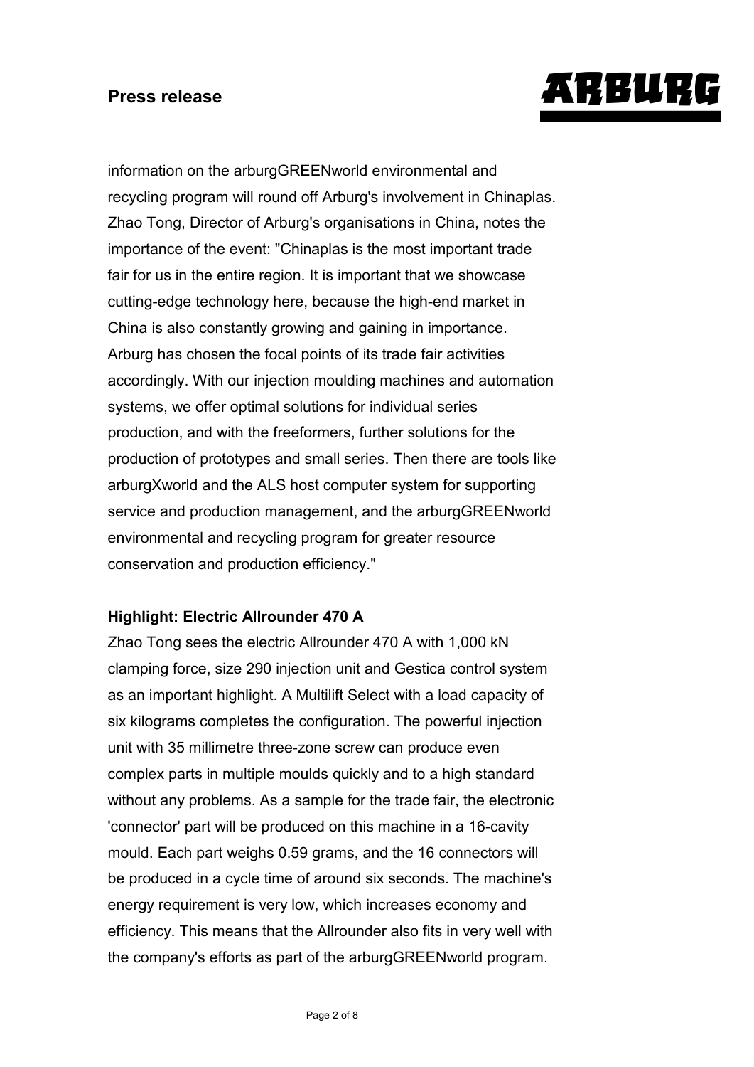information on the arburgGREENworld environmental and recycling program will round off Arburg's involvement in Chinaplas. Zhao Tong, Director of Arburg's organisations in China, notes the importance of the event: "Chinaplas is the most important trade fair for us in the entire region. It is important that we showcase cutting-edge technology here, because the high-end market in China is also constantly growing and gaining in importance. Arburg has chosen the focal points of its trade fair activities accordingly. With our injection moulding machines and automation systems, we offer optimal solutions for individual series production, and with the freeformers, further solutions for the production of prototypes and small series. Then there are tools like arburgXworld and the ALS host computer system for supporting service and production management, and the arburgGREENworld environmental and recycling program for greater resource conservation and production efficiency."

**Highlight: Electric Allrounder 470 A**

Zhao Tong sees the electric Allrounder 470 A with 1,000 kN clamping force, size 290 injection unit and Gestica control system as an important highlight. A Multilift Select with a load capacity of six kilograms completes the configuration. The powerful injection unit with 35 millimetre three-zone screw can produce even complex parts in multiple moulds quickly and to a high standard without any problems. As a sample for the trade fair, the electronic 'connector' part will be produced on this machine in a 16-cavity mould. Each part weighs 0.59 grams, and the 16 connectors will be produced in a cycle time of around six seconds. The machine's energy requirement is very low, which increases economy and efficiency. This means that the Allrounder also fits in very well with the company's efforts as part of the arburgGREENworld program.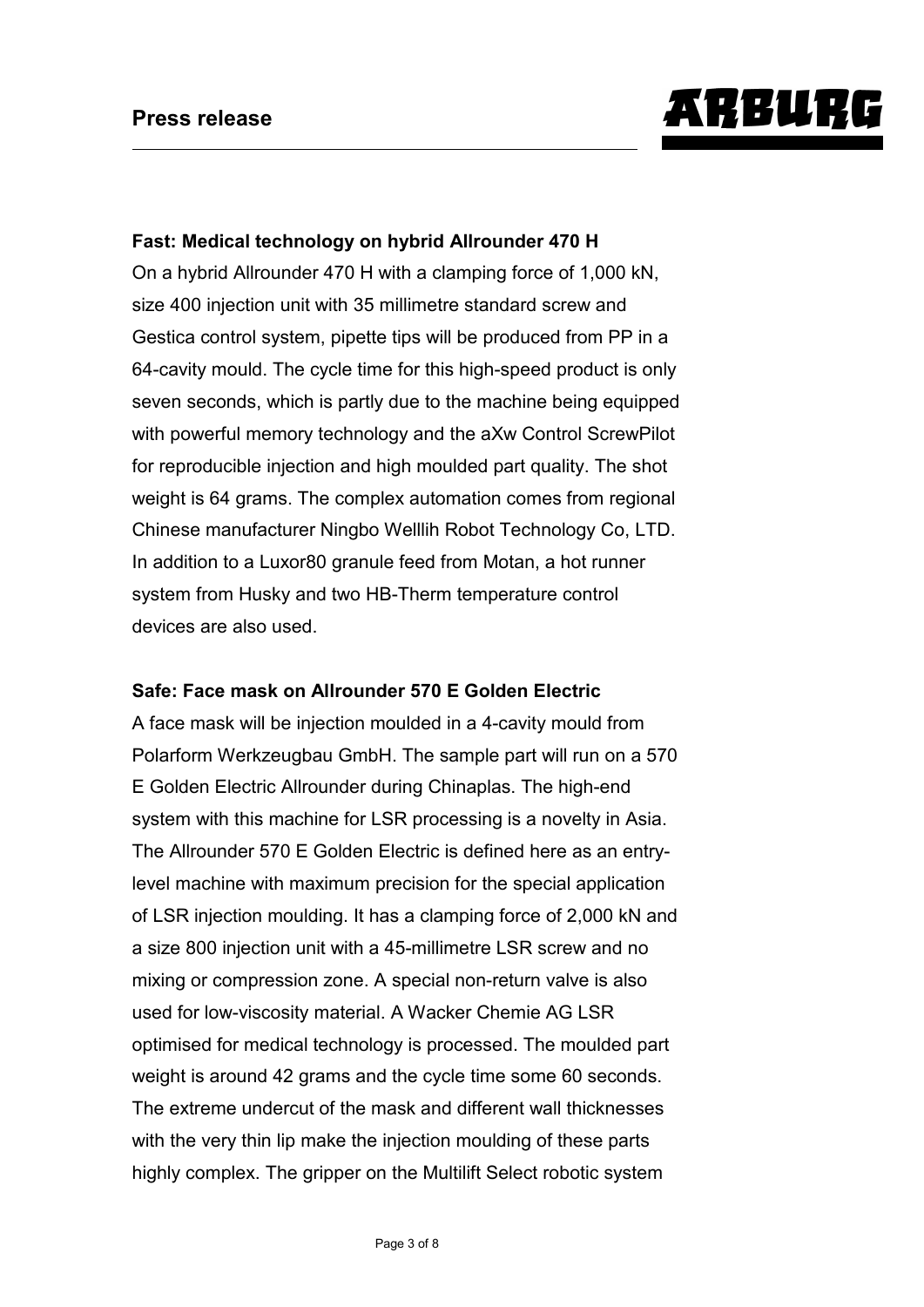**Fast: Medical technology on hybrid Allrounder 470 H**

On a hybrid Allrounder 470 H with a clamping force of 1,000 kN, size 400 injection unit with 35 millimetre standard screw and Gestica control system, pipette tips will be produced from PP in a 64-cavity mould. The cycle time for this high-speed product is only seven seconds, which is partly due to the machine being equipped with powerful memory technology and the aXw Control ScrewPilot for reproducible injection and high moulded part quality. The shot weight is 64 grams. The complex automation comes from regional Chinese manufacturer Ningbo Welllih Robot Technology Co, LTD. In addition to a Luxor80 granule feed from Motan, a hot runner system from Husky and two HB-Therm temperature control devices are also used.

**Safe: Face mask on Allrounder 570 E Golden Electric**

A face mask will be injection moulded in a 4-cavity mould from Polarform Werkzeugbau GmbH. The sample part will run on a 570 E Golden Electric Allrounder during Chinaplas. The high-end system with this machine for LSR processing is a novelty in Asia. The Allrounder 570 E Golden Electric is defined here as an entry-level machine with maximum precision for the special application of LSR injection moulding. It has a clamping force of 2,000 kN and a size 800 injection unit with a 45-millimetre LSR screw and no mixing or compression zone. A special non-return valve is also used for low-viscosity material. A Wacker Chemie AG LSR optimised for medical technology is processed. The moulded part weight is around 42 grams and the cycle time some 60 seconds. The extreme undercut of the mask and different wall thicknesses with the very thin lip make the injection moulding of these parts highly complex. The gripper on the Multilift Select robotic system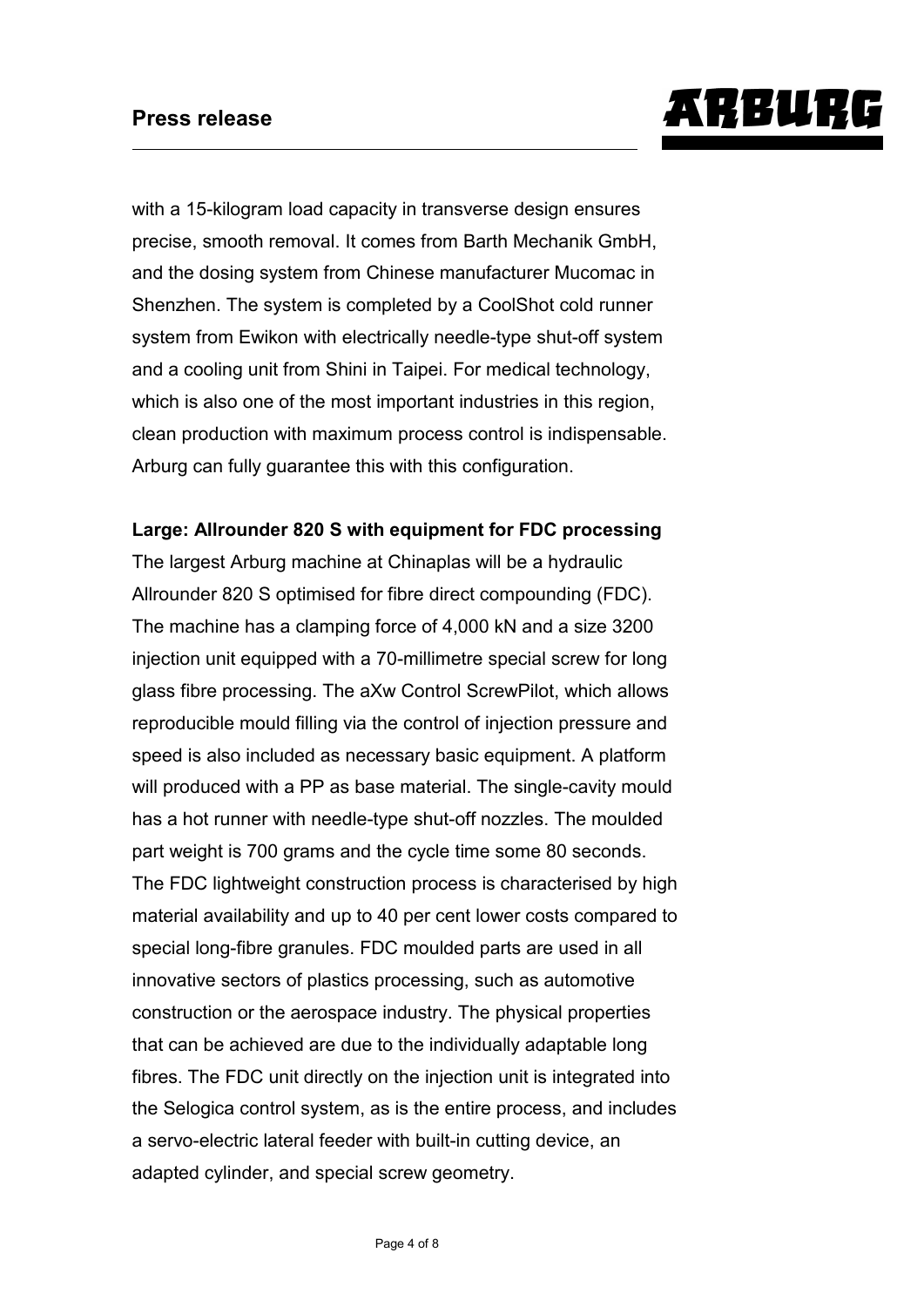with a 15-kilogram load capacity in transverse design ensures precise, smooth removal. It comes from Barth Mechanik GmbH, and the dosing system from Chinese manufacturer Mucomac in Shenzhen. The system is completed by a CoolShot cold runner system from Ewikon with electrically needle-type shut-off system and a cooling unit from Shini in Taipei. For medical technology, which is also one of the most important industries in this region, clean production with maximum process control is indispensable. Arburg can fully guarantee this with this configuration.

**Large: Allrounder 820 S with equipment for FDC processing**

The largest Arburg machine at Chinaplas will be a hydraulic Allrounder 820 S optimised for fibre direct compounding (FDC). The machine has a clamping force of 4,000 kN and a size 3200 injection unit equipped with a 70-millimetre special screw for long glass fibre processing. The aXw Control ScrewPilot, which allows reproducible mould filling via the control of injection pressure and speed is also included as necessary basic equipment. A platform will produced with a PP as base material. The single-cavity mould has a hot runner with needle-type shut-off nozzles. The moulded part weight is 700 grams and the cycle time some 80 seconds. The FDC lightweight construction process is characterised by high material availability and up to 40 per cent lower costs compared to special long-fibre granules. FDC moulded parts are used in all innovative sectors of plastics processing, such as automotive construction or the aerospace industry. The physical properties that can be achieved are due to the individually adaptable long fibres. The FDC unit directly on the injection unit is integrated into the Selogica control system, as is the entire process, and includes a servo-electric lateral feeder with built-in cutting device, an adapted cylinder, and special screw geometry.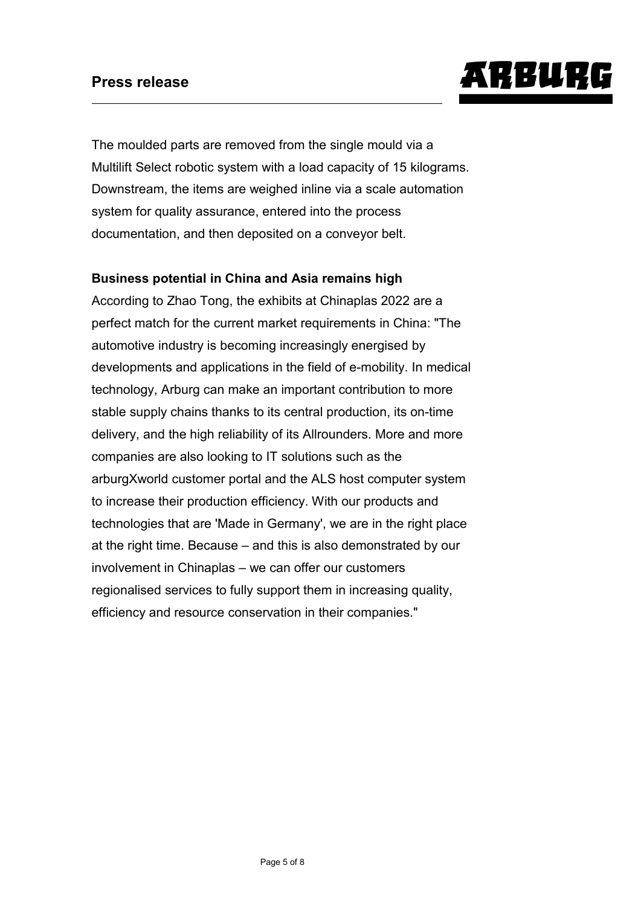The moulded parts are removed from the single mould via a Multilift Select robotic system with a load capacity of 15 kilograms. Downstream, the items are weighed inline via a scale automation system for quality assurance, entered into the process documentation, and then deposited on a conveyor belt.

**Business potential in China and Asia remains high**

According to Zhao Tong, the exhibits at Chinaplas 2022 are a perfect match for the current market requirements in China: "The automotive industry is becoming increasingly energised by developments and applications in the field of e-mobility. In medical technology, Arburg can make an important contribution to more stable supply chains thanks to its central production, its on-time delivery, and the high reliability of its Allrounders. More and more companies are also looking to IT solutions such as the arburgXworld customer portal and the ALS host computer system to increase their production efficiency. With our products and technologies that are 'Made in Germany', we are in the right place at the right time. Because – and this is also demonstrated by our involvement in Chinaplas – we can offer our customers regionalised services to fully support them in increasing quality, efficiency and resource conservation in their companies."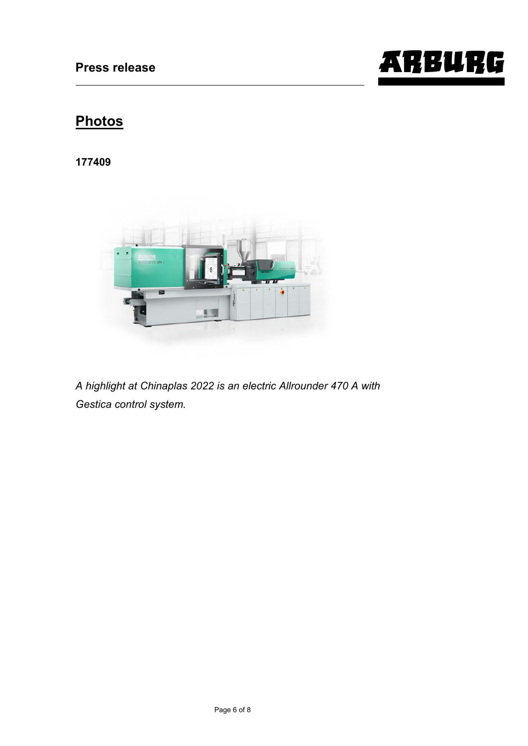## Photos

**177409**

*A highlight at Chinaplas 2022 is an electric Allrounder 470 A with Gestica control system.*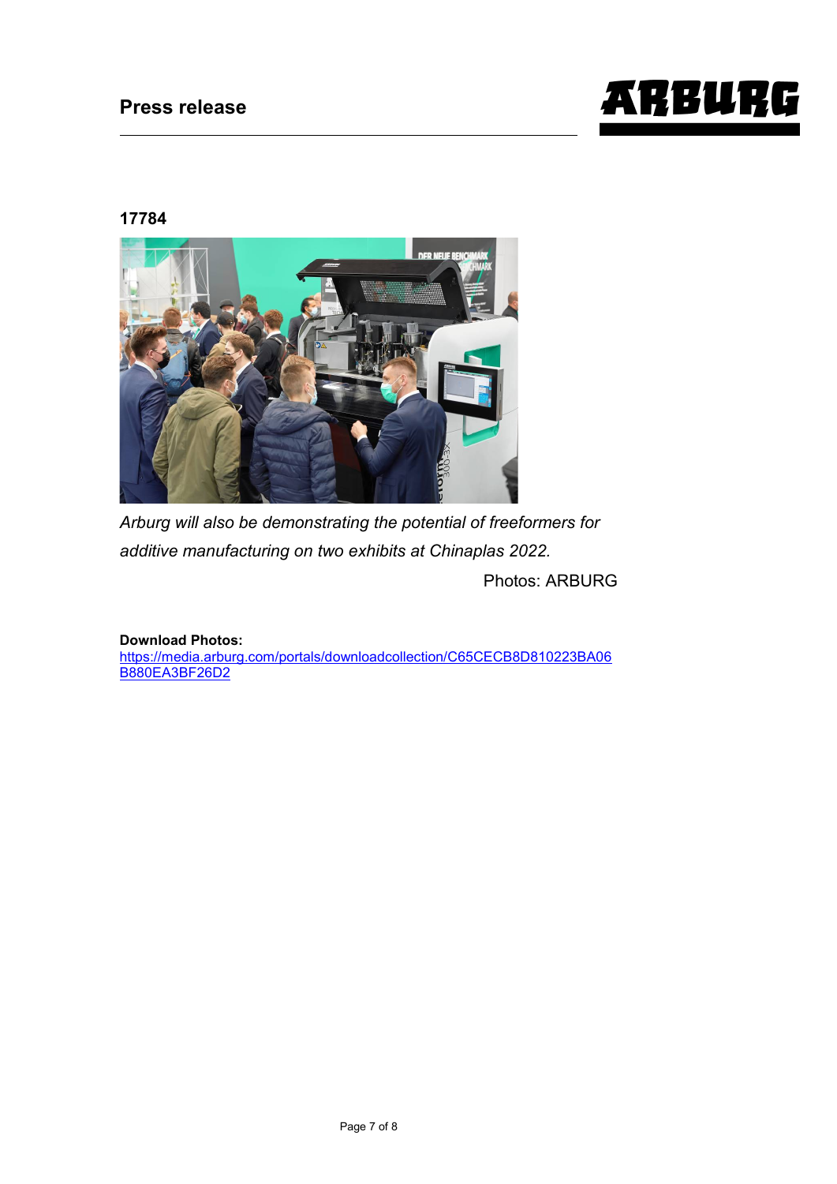**17784**

*Arburg will also be demonstrating the potential of freeformers for additive manufacturing on two exhibits at Chinaplas 2022.*

Photos: ARBURG

**Download Photos:**
https://media.arburg.com/portals/downloadcollection/C65CECB8D810223BA06B880EA3BF26D2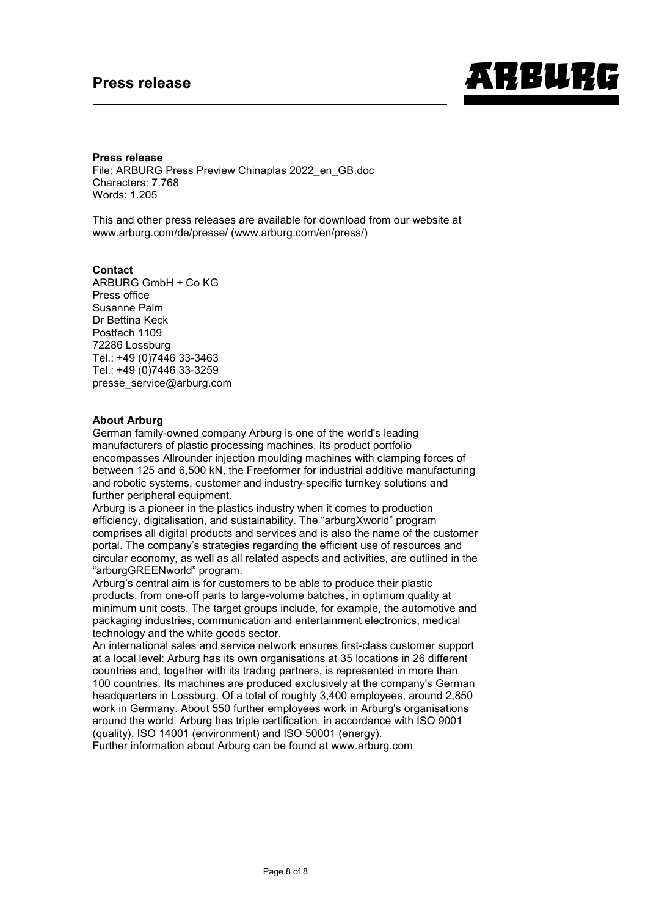**Press release**
File: ARBURG Press Preview Chinaplas 2022_en_GB.doc
Characters: 7.768
Words: 1.205

This and other press releases are available for download from our website at www.arburg.com/de/presse/ (www.arburg.com/en/press/)

**Contact**
ARBURG GmbH + Co KG
Press office
Susanne Palm
Dr Bettina Keck
Postfach 1109
72286 Lossburg
Tel.: +49 (0)7446 33-3463
Tel.: +49 (0)7446 33-3259
presse_service@arburg.com

**About Arburg**
German family-owned company Arburg is one of the world's leading manufacturers of plastic processing machines. Its product portfolio encompasses Allrounder injection moulding machines with clamping forces of between 125 and 6,500 kN, the Freeformer for industrial additive manufacturing and robotic systems, customer and industry-specific turnkey solutions and further peripheral equipment.
Arburg is a pioneer in the plastics industry when it comes to production efficiency, digitalisation, and sustainability. The "arburgXworld" program comprises all digital products and services and is also the name of the customer portal. The company's strategies regarding the efficient use of resources and circular economy, as well as all related aspects and activities, are outlined in the "arburgGREENworld" program.
Arburg's central aim is for customers to be able to produce their plastic products, from one-off parts to large-volume batches, in optimum quality at minimum unit costs. The target groups include, for example, the automotive and packaging industries, communication and entertainment electronics, medical technology and the white goods sector.
An international sales and service network ensures first-class customer support at a local level: Arburg has its own organisations at 35 locations in 26 different countries and, together with its trading partners, is represented in more than 100 countries. Its machines are produced exclusively at the company's German headquarters in Lossburg. Of a total of roughly 3,400 employees, around 2,850 work in Germany. About 550 further employees work in Arburg's organisations around the world. Arburg has triple certification, in accordance with ISO 9001 (quality), ISO 14001 (environment) and ISO 50001 (energy).
Further information about Arburg can be found at www.arburg.com